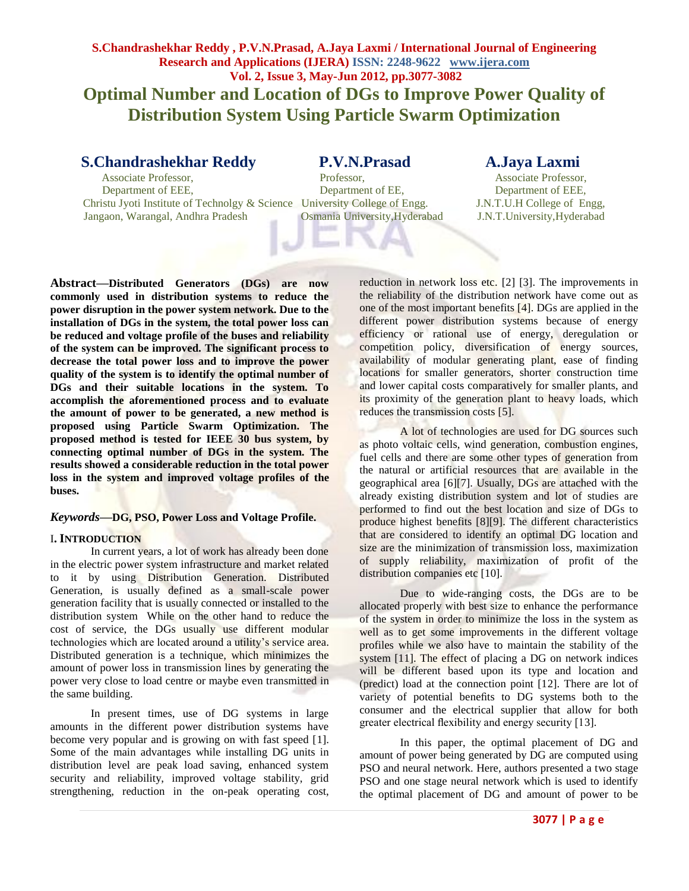# Optimal Number and Location of DGs to Improve Power Quality of Distribution System Using Particle Swarm Optimization

**S.Chandrashekhar Reddy**
Associate Professor,
Department of EEE,
Christu Jyoti Institute of Technolgy & Science
Jangaon, Warangal, Andhra Pradesh

**P.V.N.Prasad**
Professor,
Department of EE,
University College of Engg.
Osmania University,Hyderabad

**A.Jaya Laxmi**
Associate Professor,
Department of EEE,
J.N.T.U.H College of Engg,
J.N.T.University,Hyderabad

**Abstract—Distributed Generators (DGs) are now commonly used in distribution systems to reduce the power disruption in the power system network. Due to the installation of DGs in the system, the total power loss can be reduced and voltage profile of the buses and reliability of the system can be improved. The significant process to decrease the total power loss and to improve the power quality of the system is to identify the optimal number of DGs and their suitable locations in the system. To accomplish the aforementioned process and to evaluate the amount of power to be generated, a new method is proposed using Particle Swarm Optimization. The proposed method is tested for IEEE 30 bus system, by connecting optimal number of DGs in the system. The results showed a considerable reduction in the total power loss in the system and improved voltage profiles of the buses.**

***Keywords*—DG, PSO, Power Loss and Voltage Profile.**

## I. INTRODUCTION

In current years, a lot of work has already been done in the electric power system infrastructure and market related to it by using Distribution Generation. Distributed Generation, is usually defined as a small-scale power generation facility that is usually connected or installed to the distribution system While on the other hand to reduce the cost of service, the DGs usually use different modular technologies which are located around a utility's service area. Distributed generation is a technique, which minimizes the amount of power loss in transmission lines by generating the power very close to load centre or maybe even transmitted in the same building.

In present times, use of DG systems in large amounts in the different power distribution systems have become very popular and is growing on with fast speed [1]. Some of the main advantages while installing DG units in distribution level are peak load saving, enhanced system security and reliability, improved voltage stability, grid strengthening, reduction in the on-peak operating cost, reduction in network loss etc. [2] [3]. The improvements in the reliability of the distribution network have come out as one of the most important benefits [4]. DGs are applied in the different power distribution systems because of energy efficiency or rational use of energy, deregulation or competition policy, diversification of energy sources, availability of modular generating plant, ease of finding locations for smaller generators, shorter construction time and lower capital costs comparatively for smaller plants, and its proximity of the generation plant to heavy loads, which reduces the transmission costs [5].

A lot of technologies are used for DG sources such as photo voltaic cells, wind generation, combustion engines, fuel cells and there are some other types of generation from the natural or artificial resources that are available in the geographical area [6][7]. Usually, DGs are attached with the already existing distribution system and lot of studies are performed to find out the best location and size of DGs to produce highest benefits [8][9]. The different characteristics that are considered to identify an optimal DG location and size are the minimization of transmission loss, maximization of supply reliability, maximization of profit of the distribution companies etc [10].

Due to wide-ranging costs, the DGs are to be allocated properly with best size to enhance the performance of the system in order to minimize the loss in the system as well as to get some improvements in the different voltage profiles while we also have to maintain the stability of the system [11]. The effect of placing a DG on network indices will be different based upon its type and location and (predict) load at the connection point [12]. There are lot of variety of potential benefits to DG systems both to the consumer and the electrical supplier that allow for both greater electrical flexibility and energy security [13].

In this paper, the optimal placement of DG and amount of power being generated by DG are computed using PSO and neural network. Here, authors presented a two stage PSO and one stage neural network which is used to identify the optimal placement of DG and amount of power to be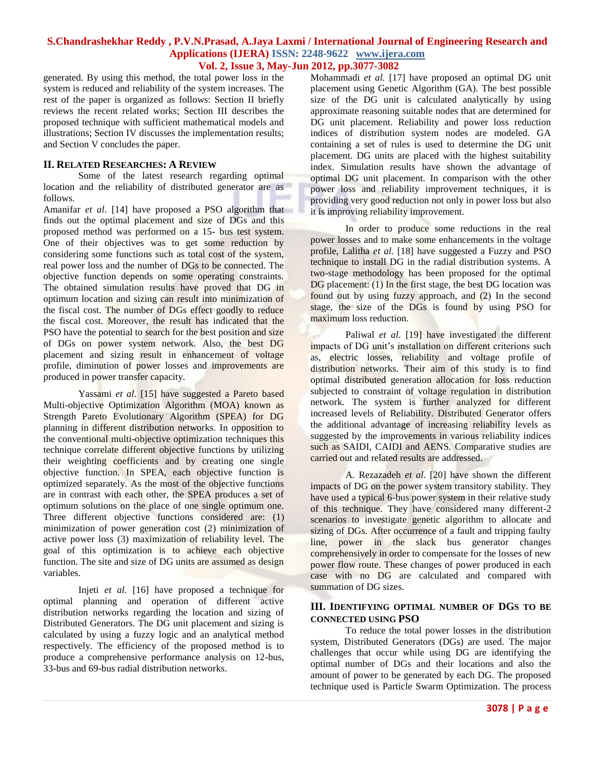generated. By using this method, the total power loss in the system is reduced and reliability of the system increases. The rest of the paper is organized as follows: Section II briefly reviews the recent related works; Section III describes the proposed technique with sufficient mathematical models and illustrations; Section IV discusses the implementation results; and Section V concludes the paper.

## II. Related Researches: A Review

Some of the latest research regarding optimal location and the reliability of distributed generator are as follows.

Amanifar *et al*. [14] have proposed a PSO algorithm that finds out the optimal placement and size of DGs and this proposed method was performed on a 15- bus test system. One of their objectives was to get some reduction by considering some functions such as total cost of the system, real power loss and the number of DGs to be connected. The objective function depends on some operating constraints. The obtained simulation results have proved that DG in optimum location and sizing can result into minimization of the fiscal cost. The number of DGs effect goodly to reduce the fiscal cost. Moreover, the result has indicated that the PSO have the potential to search for the best position and size of DGs on power system network. Also, the best DG placement and sizing result in enhancement of voltage profile, diminution of power losses and improvements are produced in power transfer capacity.

Yassami *et al*. [15] have suggested a Pareto based Multi-objective Optimization Algorithm (MOA) known as Strength Pareto Evolutionary Algorithm (SPEA) for DG planning in different distribution networks. In opposition to the conventional multi-objective optimization techniques this technique correlate different objective functions by utilizing their weighting coefficients and by creating one single objective function. In SPEA, each objective function is optimized separately. As the most of the objective functions are in contrast with each other, the SPEA produces a set of optimum solutions on the place of one single optimum one. Three different objective functions considered are: (1) minimization of power generation cost (2) minimization of active power loss (3) maximization of reliability level. The goal of this optimization is to achieve each objective function. The site and size of DG units are assumed as design variables.

Injeti *et al.* [16] have proposed a technique for optimal planning and operation of different active distribution networks regarding the location and sizing of Distributed Generators. The DG unit placement and sizing is calculated by using a fuzzy logic and an analytical method respectively. The efficiency of the proposed method is to produce a comprehensive performance analysis on 12-bus, 33-bus and 69-bus radial distribution networks.

Mohammadi *et al.* [17] have proposed an optimal DG unit placement using Genetic Algorithm (GA). The best possible size of the DG unit is calculated analytically by using approximate reasoning suitable nodes that are determined for DG unit placement. Reliability and power loss reduction indices of distribution system nodes are modeled. GA containing a set of rules is used to determine the DG unit placement. DG units are placed with the highest suitability index. Simulation results have shown the advantage of optimal DG unit placement. In comparison with the other power loss and reliability improvement techniques, it is providing very good reduction not only in power loss but also it is improving reliability improvement.

In order to produce some reductions in the real power losses and to make some enhancements in the voltage profile, Lalitha *et al*. [18] have suggested a Fuzzy and PSO technique to install DG in the radial distribution systems. A two-stage methodology has been proposed for the optimal DG placement: (1) In the first stage, the best DG location was found out by using fuzzy approach, and (2) In the second stage, the size of the DGs is found by using PSO for maximum loss reduction.

Paliwal *et al*. [19] have investigated the different impacts of DG unit's installation on different criterions such as, electric losses, reliability and voltage profile of distribution networks. Their aim of this study is to find optimal distributed generation allocation for loss reduction subjected to constraint of voltage regulation in distribution network. The system is further analyzed for different increased levels of Reliability. Distributed Generator offers the additional advantage of increasing reliability levels as suggested by the improvements in various reliability indices such as SAIDI, CAIDI and AENS. Comparative studies are carried out and related results are addressed.

A. Rezazadeh *et al*. [20] have shown the different impacts of DG on the power system transitory stability. They have used a typical 6-bus power system in their relative study of this technique. They have considered many different-2 scenarios to investigate genetic algorithm to allocate and sizing of DGs. After occurrence of a fault and tripping faulty line, power in the slack bus generator changes comprehensively in order to compensate for the losses of new power flow route. These changes of power produced in each case with no DG are calculated and compared with summation of DG sizes.

## III. Identifying optimal number of DGs to be connected using PSO

To reduce the total power losses in the distribution system, Distributed Generators (DGs) are used. The major challenges that occur while using DG are identifying the optimal number of DGs and their locations and also the amount of power to be generated by each DG. The proposed technique used is Particle Swarm Optimization. The process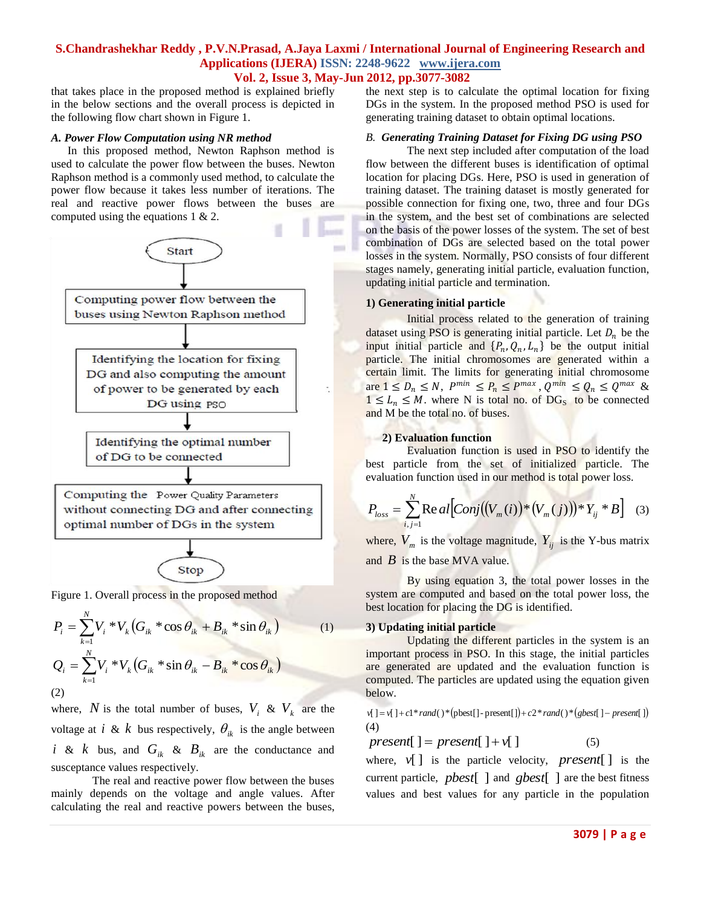that takes place in the proposed method is explained briefly in the below sections and the overall process is depicted in the following flow chart shown in Figure 1.

### *A. Power Flow Computation using NR method*

In this proposed method, Newton Raphson method is used to calculate the power flow between the buses. Newton Raphson method is a commonly used method, to calculate the power flow because it takes less number of iterations. The real and reactive power flows between the buses are computed using the equations 1 & 2.

Start → Computing power flow between the buses using Newton Raphson method → Identifying the location for fixing DG and also computing the amount of power to be generated by each DG using PSO → Identifying the optimal number of DG to be connected → Computing the Power Quality Parameters without connecting DG and after connecting optimal number of DGs in the system → Stop

Figure 1. Overall process in the proposed method

$$P_i = \sum_{k=1}^{N} V_i * V_k \left( G_{ik} * \cos\theta_{ik} + B_{ik} * \sin\theta_{ik} \right) \qquad (1)$$

$$Q_i = \sum_{k=1}^{N} V_i * V_k \left( G_{ik} * \sin\theta_{ik} - B_{ik} * \cos\theta_{ik} \right)$$

(2)

where, $N$ is the total number of buses, $V_i$ & $V_k$ are the voltage at $i$ & $k$ bus respectively, $\theta_{ik}$ is the angle between $i$ & $k$ bus, and $G_{ik}$ & $B_{ik}$ are the conductance and susceptance values respectively.

The real and reactive power flow between the buses mainly depends on the voltage and angle values. After calculating the real and reactive powers between the buses, the next step is to calculate the optimal location for fixing DGs in the system. In the proposed method PSO is used for generating training dataset to obtain optimal locations.

### *B. Generating Training Dataset for Fixing DG using PSO*

The next step included after computation of the load flow between the different buses is identification of optimal location for placing DGs. Here, PSO is used in generation of training dataset. The training dataset is mostly generated for possible connection for fixing one, two, three and four DGs in the system, and the best set of combinations are selected on the basis of the power losses of the system. The set of best combination of DGs are selected based on the total power losses in the system. Normally, PSO consists of four different stages namely, generating initial particle, evaluation function, updating initial particle and termination.

#### 1) Generating initial particle

Initial process related to the generation of training dataset using PSO is generating initial particle. Let $D_n$ be the input initial particle and $\{P_n, Q_n, L_n\}$ be the output initial particle. The initial chromosomes are generated within a certain limit. The limits for generating initial chromosome are $1 \le D_n \le N$, $P^{min} \le P_n \le P^{max}$, $Q^{min} \le Q_n \le Q^{max}$ & $1 \le L_n \le M$. where N is total no. of DGs to be connected and M be the total no. of buses.

#### 2) Evaluation function

Evaluation function is used in PSO to identify the best particle from the set of initialized particle. The evaluation function used in our method is total power loss.

$$P_{loss} = \sum_{i,j=1}^{N} \mathrm{Real}\left[ Conj\left( (V_m(i)) * (V_m(j)) \right) * Y_{ij} * B \right] \quad (3)$$

where, $V_m$ is the voltage magnitude, $Y_{ij}$ is the Y-bus matrix and $B$ is the base MVA value.

By using equation 3, the total power losses in the system are computed and based on the total power loss, the best location for placing the DG is identified.

#### 3) Updating initial particle

Updating the different particles in the system is an important process in PSO. In this stage, the initial particles are generated are updated and the evaluation function is computed. The particles are updated using the equation given below.

$$v[\,] = v[\,] + c1 * rand() * (pbest[\,] - present[\,]) + c2 * rand() * (gbest[\,] - present[\,])$$

(4)

$$present[\,] = present[\,] + v[\,] \qquad (5)$$

where, $v[\,]$ is the particle velocity, $present[\,]$ is the current particle, $pbest[\,]$ and $gbest[\,]$ are the best fitness values and best values for any particle in the population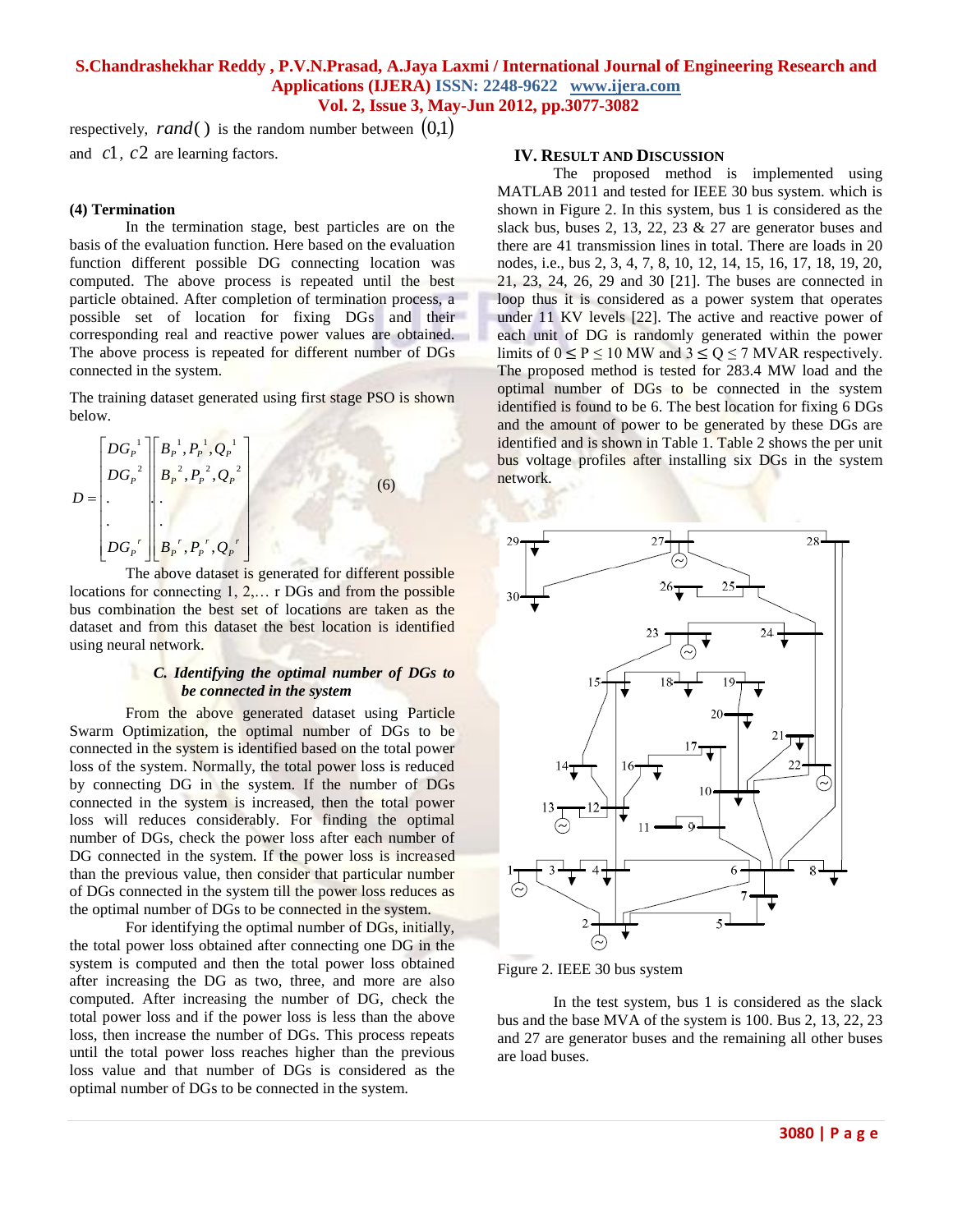respectively, $rand()$ is the random number between $(0,1)$ and $c1$, $c2$ are learning factors.

**(4) Termination**

In the termination stage, best particles are on the basis of the evaluation function. Here based on the evaluation function different possible DG connecting location was computed. The above process is repeated until the best particle obtained. After completion of termination process, a possible set of location for fixing DGs and their corresponding real and reactive power values are obtained. The above process is repeated for different number of DGs connected in the system.

The training dataset generated using first stage PSO is shown below.

$$D = \begin{bmatrix} DG_P^{\,1} \\ DG_P^{\,2} \\ . \\ . \\ DG_P^{\,r} \end{bmatrix} \begin{bmatrix} B_P^{\,1}, P_P^{\,1}, Q_P^{\,1} \\ B_P^{\,2}, P_P^{\,2}, Q_P^{\,2} \\ . \\ . \\ B_P^{\,r}, P_P^{\,r}, Q_P^{\,r} \end{bmatrix} \qquad (6)$$

The above dataset is generated for different possible locations for connecting 1, 2,… r DGs and from the possible bus combination the best set of locations are taken as the dataset and from this dataset the best location is identified using neural network.

### *C. Identifying the optimal number of DGs to be connected in the system*

From the above generated dataset using Particle Swarm Optimization, the optimal number of DGs to be connected in the system is identified based on the total power loss of the system. Normally, the total power loss is reduced by connecting DG in the system. If the number of DGs connected in the system is increased, then the total power loss will reduces considerably. For finding the optimal number of DGs, check the power loss after each number of DG connected in the system. If the power loss is increased than the previous value, then consider that particular number of DGs connected in the system till the power loss reduces as the optimal number of DGs to be connected in the system.

For identifying the optimal number of DGs, initially, the total power loss obtained after connecting one DG in the system is computed and then the total power loss obtained after increasing the DG as two, three, and more are also computed. After increasing the number of DG, check the total power loss and if the power loss is less than the above loss, then increase the number of DGs. This process repeats until the total power loss reaches higher than the previous loss value and that number of DGs is considered as the optimal number of DGs to be connected in the system.

## IV. Result and Discussion

The proposed method is implemented using MATLAB 2011 and tested for IEEE 30 bus system. which is shown in Figure 2. In this system, bus 1 is considered as the slack bus, buses 2, 13, 22, 23 & 27 are generator buses and there are 41 transmission lines in total. There are loads in 20 nodes, i.e., bus 2, 3, 4, 7, 8, 10, 12, 14, 15, 16, 17, 18, 19, 20, 21, 23, 24, 26, 29 and 30 [21]. The buses are connected in loop thus it is considered as a power system that operates under 11 KV levels [22]. The active and reactive power of each unit of DG is randomly generated within the power limits of $0 \le P \le 10$ MW and $3 \le Q \le 7$ MVAR respectively. The proposed method is tested for 283.4 MW load and the optimal number of DGs to be connected in the system identified is found to be 6. The best location for fixing 6 DGs and the amount of power to be generated by these DGs are identified and is shown in Table 1. Table 2 shows the per unit bus voltage profiles after installing six DGs in the system network.

Figure 2. IEEE 30 bus system

In the test system, bus 1 is considered as the slack bus and the base MVA of the system is 100. Bus 2, 13, 22, 23 and 27 are generator buses and the remaining all other buses are load buses.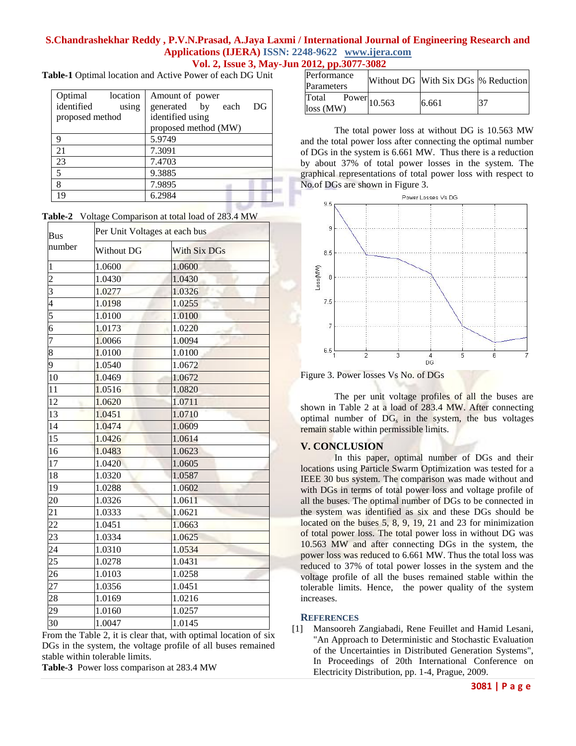**Table-1** Optimal location and Active Power of each DG Unit

| Optimal location identified using proposed method | Amount of power generated by each DG identified using proposed method (MW) |
|---|---|
| 9 | 5.9749 |
| 21 | 7.3091 |
| 23 | 7.4703 |
| 5 | 9.3885 |
| 8 | 7.9895 |
| 19 | 6.2984 |

**Table-2** Voltage Comparison at total load of 283.4 MW

| Bus number | Per Unit Voltages at each bus | |
|---|---|---|
| | Without DG | With Six DGs |
| 1 | 1.0600 | 1.0600 |
| 2 | 1.0430 | 1.0430 |
| 3 | 1.0277 | 1.0326 |
| 4 | 1.0198 | 1.0255 |
| 5 | 1.0100 | 1.0100 |
| 6 | 1.0173 | 1.0220 |
| 7 | 1.0066 | 1.0094 |
| 8 | 1.0100 | 1.0100 |
| 9 | 1.0540 | 1.0672 |
| 10 | 1.0469 | 1.0672 |
| 11 | 1.0516 | 1.0820 |
| 12 | 1.0620 | 1.0711 |
| 13 | 1.0451 | 1.0710 |
| 14 | 1.0474 | 1.0609 |
| 15 | 1.0426 | 1.0614 |
| 16 | 1.0483 | 1.0623 |
| 17 | 1.0420 | 1.0605 |
| 18 | 1.0320 | 1.0587 |
| 19 | 1.0288 | 1.0602 |
| 20 | 1.0326 | 1.0611 |
| 21 | 1.0333 | 1.0621 |
| 22 | 1.0451 | 1.0663 |
| 23 | 1.0334 | 1.0625 |
| 24 | 1.0310 | 1.0534 |
| 25 | 1.0278 | 1.0431 |
| 26 | 1.0103 | 1.0258 |
| 27 | 1.0356 | 1.0451 |
| 28 | 1.0169 | 1.0216 |
| 29 | 1.0160 | 1.0257 |
| 30 | 1.0047 | 1.0145 |

From the Table 2, it is clear that, with optimal location of six DGs in the system, the voltage profile of all buses remained stable within tolerable limits.

**Table-3** Power loss comparison at 283.4 MW

| Performance Parameters | Without DG | With Six DGs | % Reduction |
|---|---|---|---|
| Total Power loss (MW) | 10.563 | 6.661 | 37 |

The total power loss at without DG is 10.563 MW and the total power loss after connecting the optimal number of DGs in the system is 6.661 MW. Thus there is a reduction by about 37% of total power losses in the system. The graphical representations of total power loss with respect to No.of DGs are shown in Figure 3.

Figure 3. Power losses Vs No. of DGs

The per unit voltage profiles of all the buses are shown in Table 2 at a load of 283.4 MW. After connecting optimal number of $DG_s$ in the system, the bus voltages remain stable within permissible limits.

## V. CONCLUSION

In this paper, optimal number of DGs and their locations using Particle Swarm Optimization was tested for a IEEE 30 bus system. The comparison was made without and with DGs in terms of total power loss and voltage profile of all the buses. The optimal number of DGs to be connected in the system was identified as six and these DGs should be located on the buses 5, 8, 9, 19, 21 and 23 for minimization of total power loss. The total power loss in without DG was 10.563 MW and after connecting DGs in the system, the power loss was reduced to 6.661 MW. Thus the total loss was reduced to 37% of total power losses in the system and the voltage profile of all the buses remained stable within the tolerable limits. Hence, the power quality of the system increases.

## REFERENCES

[1] Mansooreh Zangiabadi, Rene Feuillet and Hamid Lesani, "An Approach to Deterministic and Stochastic Evaluation of the Uncertainties in Distributed Generation Systems", In Proceedings of 20th International Conference on Electricity Distribution, pp. 1-4, Prague, 2009.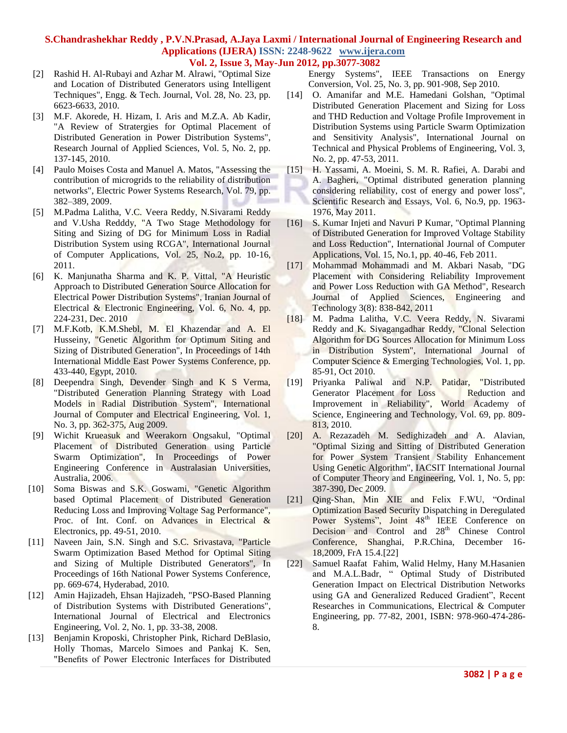[2] Rashid H. Al-Rubayi and Azhar M. Alrawi, "Optimal Size and Location of Distributed Generators using Intelligent Techniques", Engg. & Tech. Journal, Vol. 28, No. 23, pp. 6623-6633, 2010.

[3] M.F. Akorede, H. Hizam, I. Aris and M.Z.A. Ab Kadir, "A Review of Stratergies for Optimal Placement of Distributed Generation in Power Distribution Systems", Research Journal of Applied Sciences, Vol. 5, No. 2, pp. 137-145, 2010.

[4] Paulo Moises Costa and Manuel A. Matos, "Assessing the contribution of microgrids to the reliability of distribution networks", Electric Power Systems Research, Vol. 79, pp. 382–389, 2009.

[5] M.Padma Lalitha, V.C. Veera Reddy, N.Sivarami Reddy and V.Usha Redddy, "A Two Stage Methodology for Siting and Sizing of DG for Minimum Loss in Radial Distribution System using RCGA", International Journal of Computer Applications, Vol. 25, No.2, pp. 10-16, 2011.

[6] K. Manjunatha Sharma and K. P. Vittal, "A Heuristic Approach to Distributed Generation Source Allocation for Electrical Power Distribution Systems", Iranian Journal of Electrical & Electronic Engineering, Vol. 6, No. 4, pp. 224-231, Dec. 2010

[7] M.F.Kotb, K.M.Shebl, M. El Khazendar and A. El Husseiny, "Genetic Algorithm for Optimum Siting and Sizing of Distributed Generation", In Proceedings of 14th International Middle East Power Systems Conference, pp. 433-440, Egypt, 2010.

[8] Deependra Singh, Devender Singh and K S Verma, "Distributed Generation Planning Strategy with Load Models in Radial Distribution System", International Journal of Computer and Electrical Engineering, Vol. 1, No. 3, pp. 362-375, Aug 2009.

[9] Wichit Krueasuk and Weerakorn Ongsakul, "Optimal Placement of Distributed Generation using Particle Swarm Optimization", In Proceedings of Power Engineering Conference in Australasian Universities, Australia, 2006.

[10] Soma Biswas and S.K. Goswami, "Genetic Algorithm based Optimal Placement of Distributed Generation Reducing Loss and Improving Voltage Sag Performance", Proc. of Int. Conf. on Advances in Electrical & Electronics, pp. 49-51, 2010.

[11] Naveen Jain, S.N. Singh and S.C. Srivastava, "Particle Swarm Optimization Based Method for Optimal Siting and Sizing of Multiple Distributed Generators", In Proceedings of 16th National Power Systems Conference, pp. 669-674, Hyderabad, 2010.

[12] Amin Hajizadeh, Ehsan Hajizadeh, "PSO-Based Planning of Distribution Systems with Distributed Generations", International Journal of Electrical and Electronics Engineering, Vol. 2, No. 1, pp. 33-38, 2008.

[13] Benjamin Kroposki, Christopher Pink, Richard DeBlasio, Holly Thomas, Marcelo Simoes and Pankaj K. Sen, "Benefits of Power Electronic Interfaces for Distributed Energy Systems", IEEE Transactions on Energy Conversion, Vol. 25, No. 3, pp. 901-908, Sep 2010.

[14] O. Amanifar and M.E. Hamedani Golshan, "Optimal Distributed Generation Placement and Sizing for Loss and THD Reduction and Voltage Profile Improvement in Distribution Systems using Particle Swarm Optimization and Sensitivity Analysis", International Journal on Technical and Physical Problems of Engineering, Vol. 3, No. 2, pp. 47-53, 2011.

[15] H. Yassami, A. Moeini, S. M. R. Rafiei, A. Darabi and A. Bagheri, "Optimal distributed generation planning considering reliability, cost of energy and power loss", Scientific Research and Essays, Vol. 6, No.9, pp. 1963-1976, May 2011.

[16] S. Kumar Injeti and Navuri P Kumar, "Optimal Planning of Distributed Generation for Improved Voltage Stability and Loss Reduction", International Journal of Computer Applications, Vol. 15, No.1, pp. 40-46, Feb 2011.

[17] Mohammad Mohammadi and M. Akbari Nasab, "DG Placement with Considering Reliability Improvement and Power Loss Reduction with GA Method", Research Journal of Applied Sciences, Engineering and Technology 3(8): 838-842, 2011

[18] M. Padma Lalitha, V.C. Veera Reddy, N. Sivarami Reddy and K. Sivagangadhar Reddy, "Clonal Selection Algorithm for DG Sources Allocation for Minimum Loss in Distribution System", International Journal of Computer Science & Emerging Technologies, Vol. 1, pp. 85-91, Oct 2010.

[19] Priyanka Paliwal and N.P. Patidar, "Distributed Generator Placement for Loss Reduction and Improvement in Reliability", World Academy of Science, Engineering and Technology, Vol. 69, pp. 809-813, 2010.

[20] A. Rezazadeh M. Sedighizadeh and A. Alavian, "Optimal Sizing and Sitting of Distributed Generation for Power System Transient Stability Enhancement Using Genetic Algorithm", IACSIT International Journal of Computer Theory and Engineering, Vol. 1, No. 5, pp: 387-390, Dec 2009.

[21] Qing-Shan, Min XIE and Felix F.WU, "Ordinal Optimization Based Security Dispatching in Deregulated Power Systems", Joint 48th IEEE Conference on Decision and Control and 28th Chinese Control Conference, Shanghai, P.R.China, December 16-18,2009, FrA 15.4.[22]

[22] Samuel Raafat Fahim, Walid Helmy, Hany M.Hasanien and M.A.L.Badr, " Optimal Study of Distributed Generation Impact on Electrical Distribution Networks using GA and Generalized Reduced Gradient", Recent Researches in Communications, Electrical & Computer Engineering, pp. 77-82, 2001, ISBN: 978-960-474-286-8.